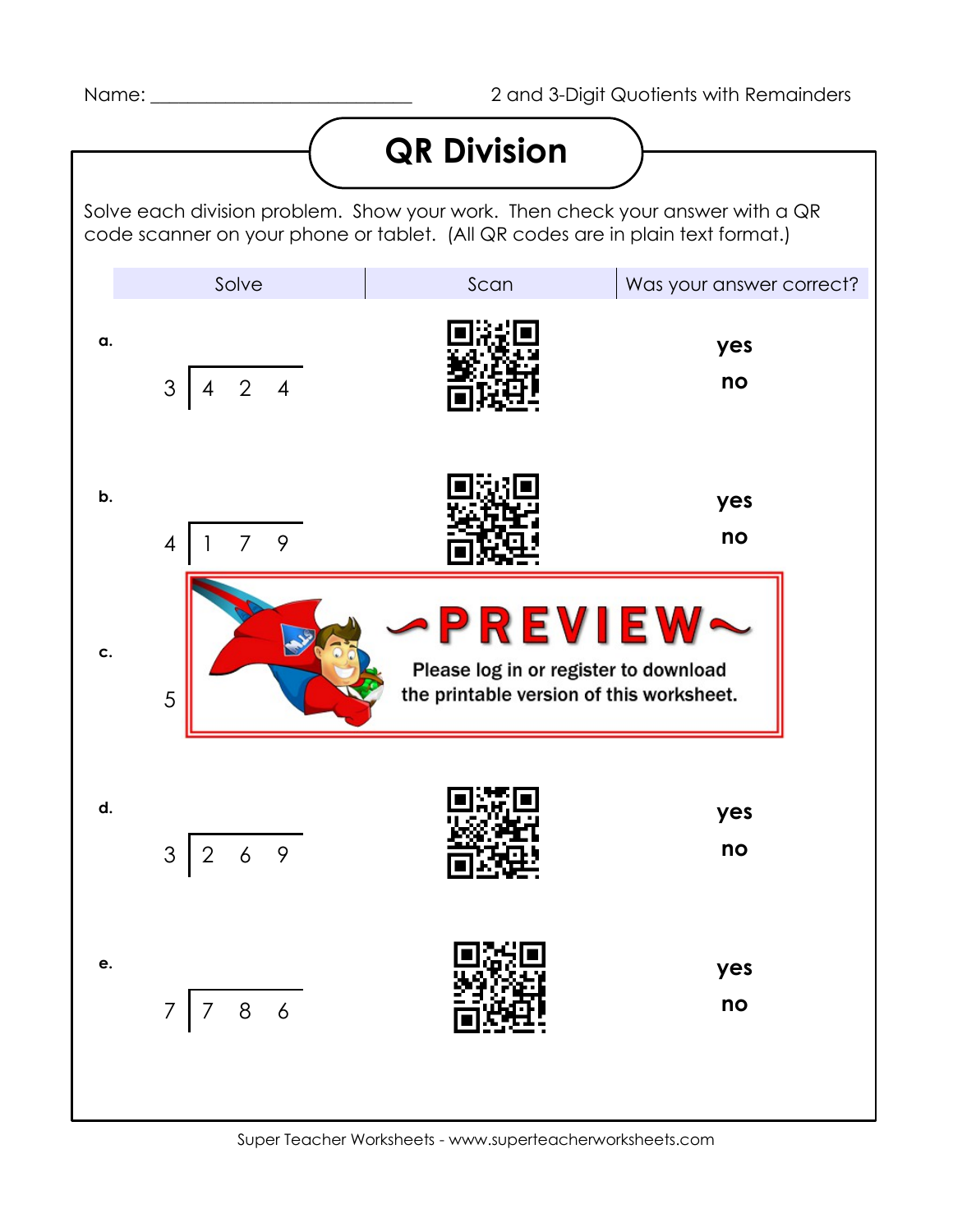Name: ___________________________ 2 and 3-Digit Quotients with Remainders

# QR Division

Solve each division problem. Show your work. Then check your answer with a QR code scanner on your phone or tablet. (All QR codes are in plain text format.)

| | Solve | Scan | Was your answer correct? |
|---|---|---|---|
| **a.** | $424 \div 3$ | | **yes** / **no** |
| **b.** | $179 \div 4$ | | **yes** / **no** |
| **c.** | 5 | | |
| **d.** | $269 \div 3$ | | **yes** / **no** |
| **e.** | $786 \div 7$ | | **yes** / **no** |

~PREVIEW~

Please log in or register to download the printable version of this worksheet.

Super Teacher Worksheets - www.superteacherworksheets.com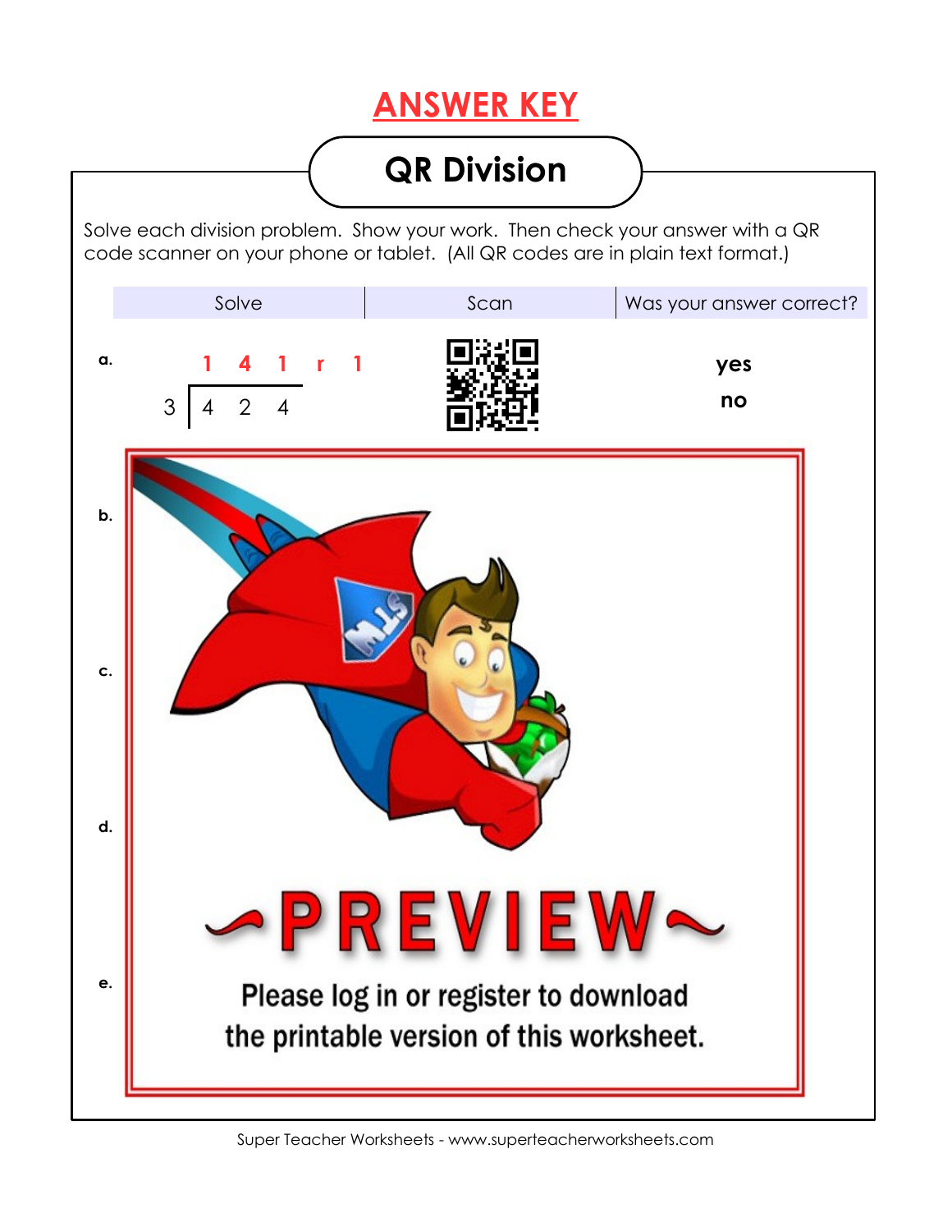# ANSWER KEY

## QR Division

Solve each division problem. Show your work. Then check your answer with a QR code scanner on your phone or tablet. (All QR codes are in plain text format.)

| | Solve | Scan | Was your answer correct? |
|---|---|---|---|
| a. | 3 ) 4 2 4 = 1 4 1 r 1 | | yes / no |
| b. | | | |
| c. | | | |
| d. | | | |
| e. | | | |

~PREVIEW~

Please log in or register to download the printable version of this worksheet.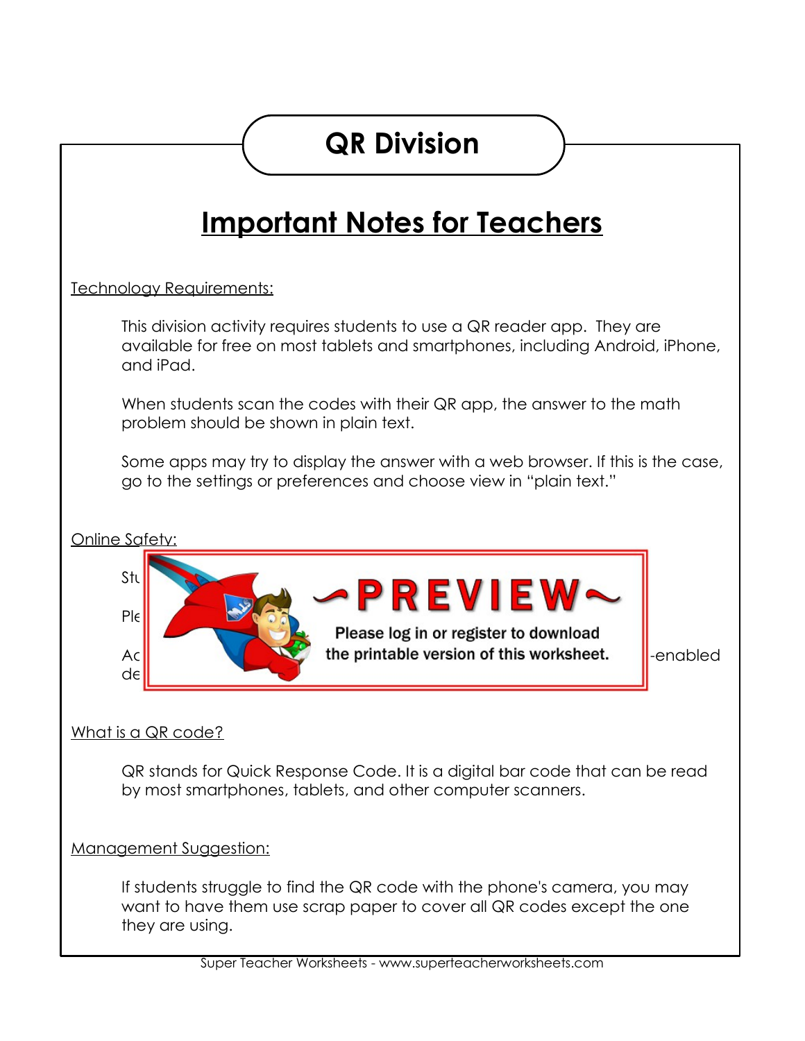# QR Division

## Important Notes for Teachers

Technology Requirements:

This division activity requires students to use a QR reader app. They are available for free on most tablets and smartphones, including Android, iPhone, and iPad.

When students scan the codes with their QR app, the answer to the math problem should be shown in plain text.

Some apps may try to display the answer with a web browser. If this is the case, go to the settings or preferences and choose view in "plain text."

Online Safety:

Stu

Ple

Ac -enabled de

~PREVIEW~

Please log in or register to download the printable version of this worksheet.

What is a QR code?

QR stands for Quick Response Code. It is a digital bar code that can be read by most smartphones, tablets, and other computer scanners.

Management Suggestion:

If students struggle to find the QR code with the phone's camera, you may want to have them use scrap paper to cover all QR codes except the one they are using.